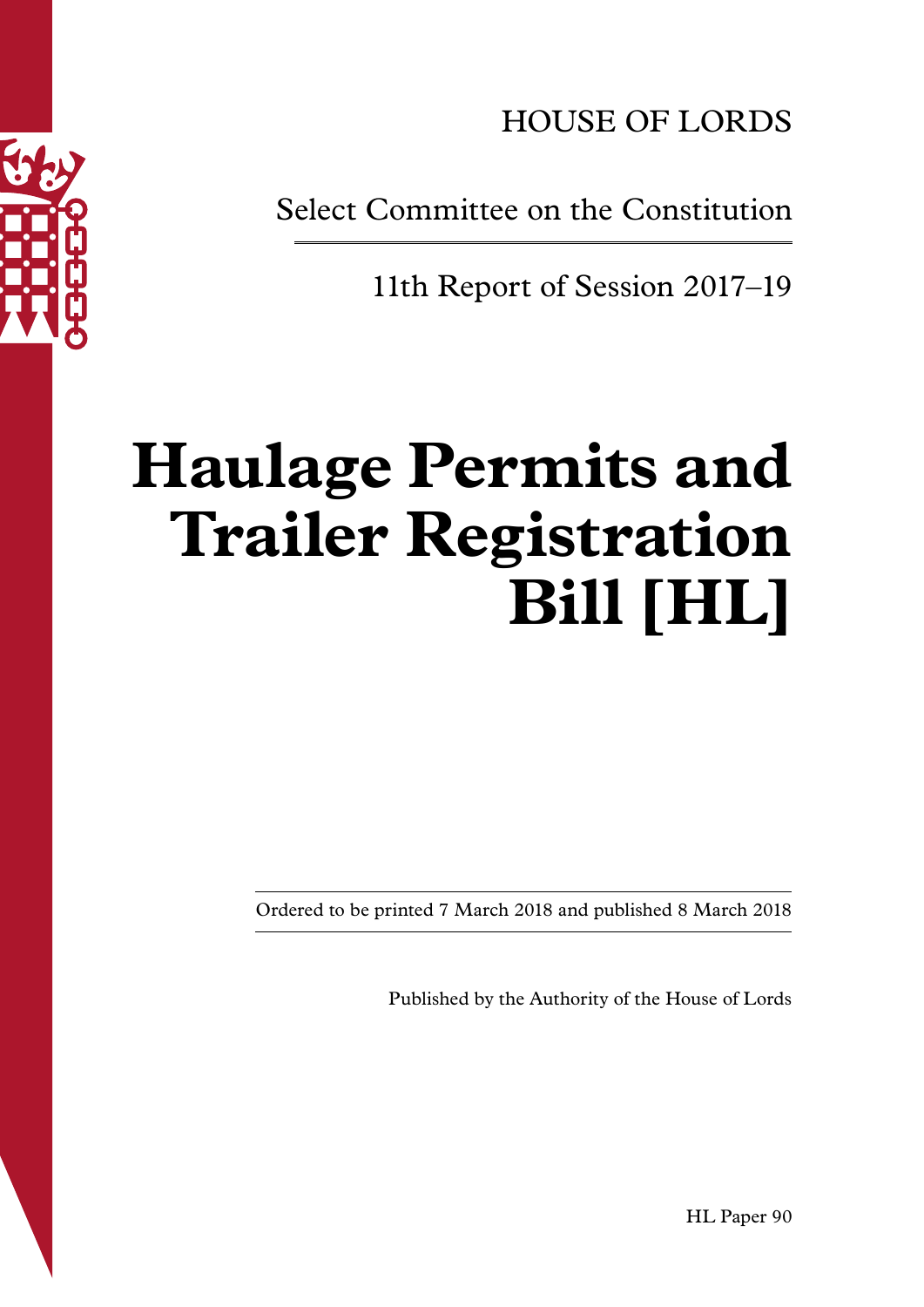HOUSE OF LORDS

Select Committee on the Constitution

11th Report of Session 2017–19

# Haulage Permits and Trailer Registration Bill [HL]

Ordered to be printed 7 March 2018 and published 8 March 2018

Published by the Authority of the House of Lords

HL Paper 90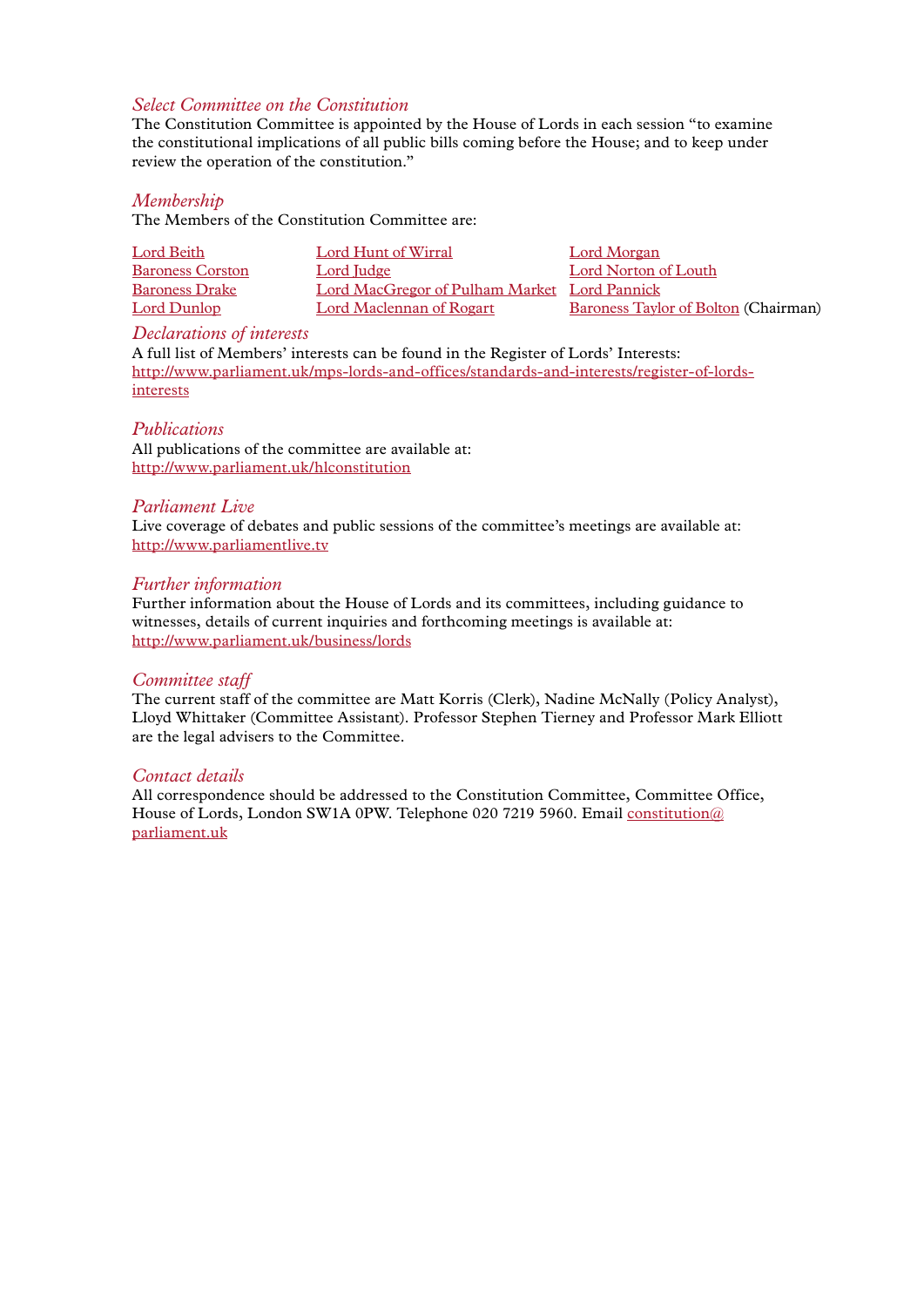### *Select Committee on the Constitution*

The Constitution Committee is appointed by the House of Lords in each session "to examine the constitutional implications of all public bills coming before the House; and to keep under review the operation of the constitution."

### *Membership*

The Members of the Constitution Committee are:

| | | |
|---|---|---|
| Lord Beith | Lord Hunt of Wirral | Lord Morgan |
| Baroness Corston | Lord Judge | Lord Norton of Louth |
| Baroness Drake | Lord MacGregor of Pulham Market | Lord Pannick |
| Lord Dunlop | Lord Maclennan of Rogart | Baroness Taylor of Bolton (Chairman) |

### *Declarations of interests*

A full list of Members' interests can be found in the Register of Lords' Interests:
http://www.parliament.uk/mps-lords-and-offices/standards-and-interests/register-of-lords-interests

### *Publications*

All publications of the committee are available at:
http://www.parliament.uk/hlconstitution

### *Parliament Live*

Live coverage of debates and public sessions of the committee's meetings are available at:
http://www.parliamentlive.tv

### *Further information*

Further information about the House of Lords and its committees, including guidance to witnesses, details of current inquiries and forthcoming meetings is available at:
http://www.parliament.uk/business/lords

### *Committee staff*

The current staff of the committee are Matt Korris (Clerk), Nadine McNally (Policy Analyst), Lloyd Whittaker (Committee Assistant). Professor Stephen Tierney and Professor Mark Elliott are the legal advisers to the Committee.

### *Contact details*

All correspondence should be addressed to the Constitution Committee, Committee Office, House of Lords, London SW1A 0PW. Telephone 020 7219 5960. Email constitution@parliament.uk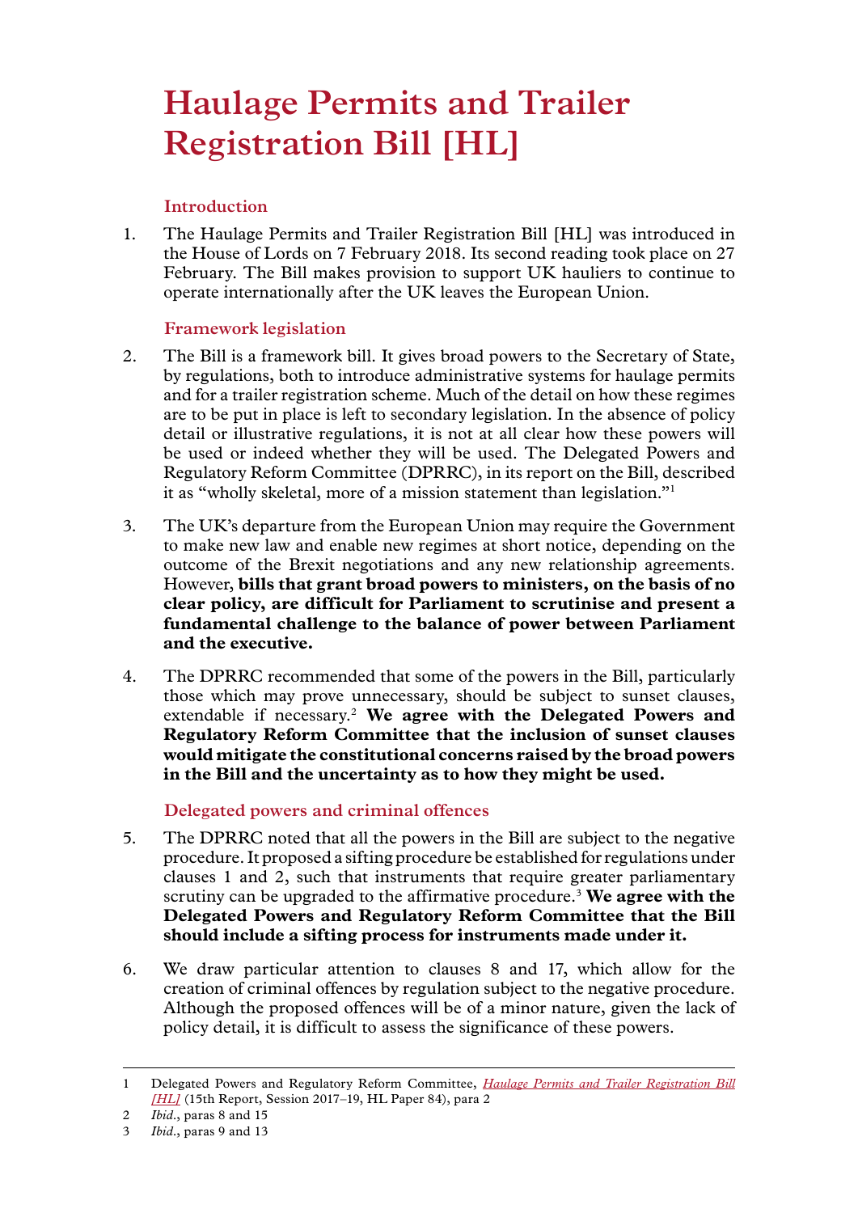# Haulage Permits and Trailer Registration Bill [HL]

## Introduction

1. The Haulage Permits and Trailer Registration Bill [HL] was introduced in the House of Lords on 7 February 2018. Its second reading took place on 27 February. The Bill makes provision to support UK hauliers to continue to operate internationally after the UK leaves the European Union.

## Framework legislation

2. The Bill is a framework bill. It gives broad powers to the Secretary of State, by regulations, both to introduce administrative systems for haulage permits and for a trailer registration scheme. Much of the detail on how these regimes are to be put in place is left to secondary legislation. In the absence of policy detail or illustrative regulations, it is not at all clear how these powers will be used or indeed whether they will be used. The Delegated Powers and Regulatory Reform Committee (DPRRC), in its report on the Bill, described it as "wholly skeletal, more of a mission statement than legislation."[1]

3. The UK's departure from the European Union may require the Government to make new law and enable new regimes at short notice, depending on the outcome of the Brexit negotiations and any new relationship agreements. However, **bills that grant broad powers to ministers, on the basis of no clear policy, are difficult for Parliament to scrutinise and present a fundamental challenge to the balance of power between Parliament and the executive.**

4. The DPRRC recommended that some of the powers in the Bill, particularly those which may prove unnecessary, should be subject to sunset clauses, extendable if necessary.[2] **We agree with the Delegated Powers and Regulatory Reform Committee that the inclusion of sunset clauses would mitigate the constitutional concerns raised by the broad powers in the Bill and the uncertainty as to how they might be used.**

## Delegated powers and criminal offences

5. The DPRRC noted that all the powers in the Bill are subject to the negative procedure. It proposed a sifting procedure be established for regulations under clauses 1 and 2, such that instruments that require greater parliamentary scrutiny can be upgraded to the affirmative procedure.[3] **We agree with the Delegated Powers and Regulatory Reform Committee that the Bill should include a sifting process for instruments made under it.**

6. We draw particular attention to clauses 8 and 17, which allow for the creation of criminal offences by regulation subject to the negative procedure. Although the proposed offences will be of a minor nature, given the lack of policy detail, it is difficult to assess the significance of these powers.

---

1 Delegated Powers and Regulatory Reform Committee, *Haulage Permits and Trailer Registration Bill [HL]* (15th Report, Session 2017–19, HL Paper 84), para 2

2 *Ibid.*, paras 8 and 15

3 *Ibid.*, paras 9 and 13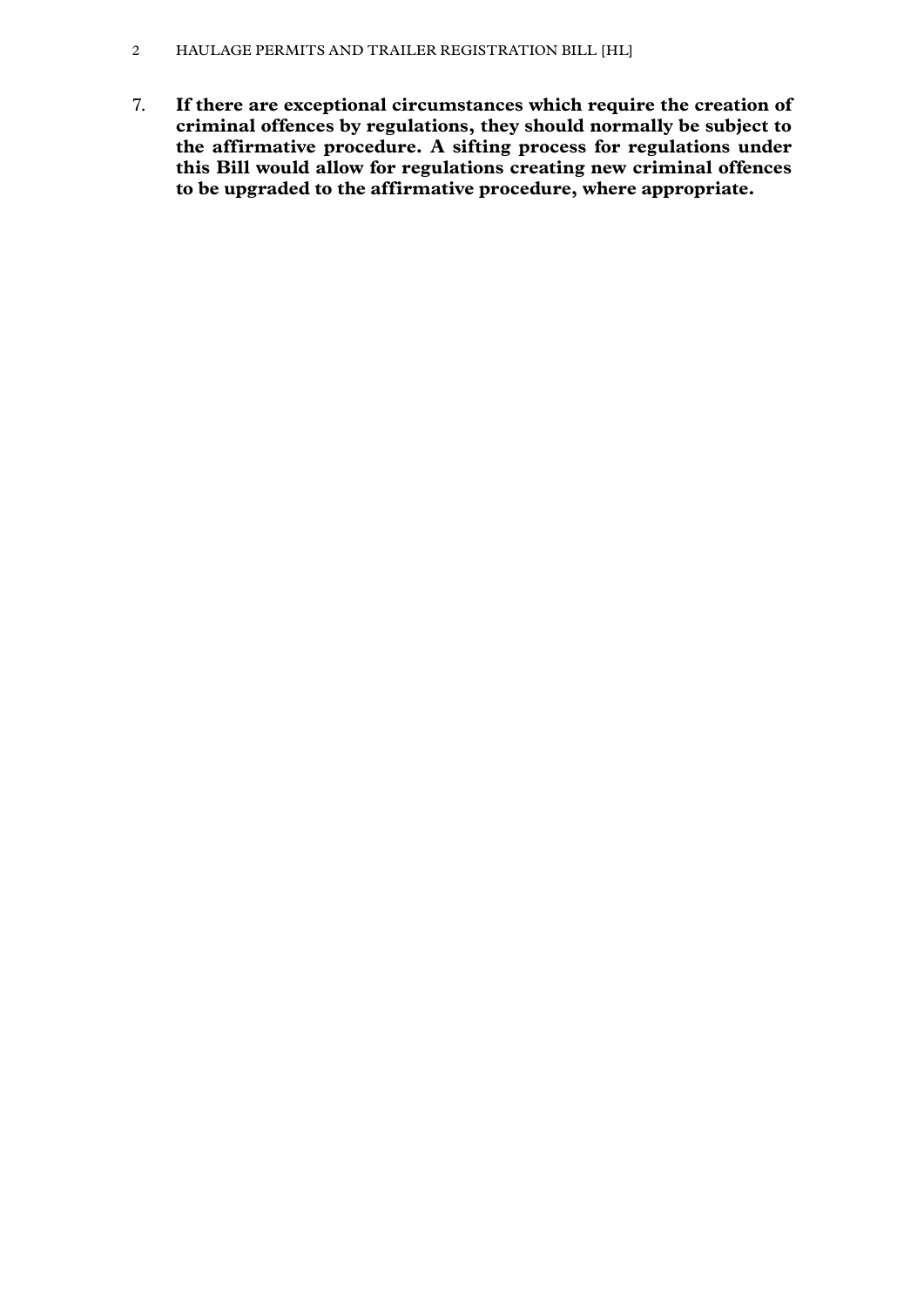7. **If there are exceptional circumstances which require the creation of criminal offences by regulations, they should normally be subject to the affirmative procedure. A sifting process for regulations under this Bill would allow for regulations creating new criminal offences to be upgraded to the affirmative procedure, where appropriate.**